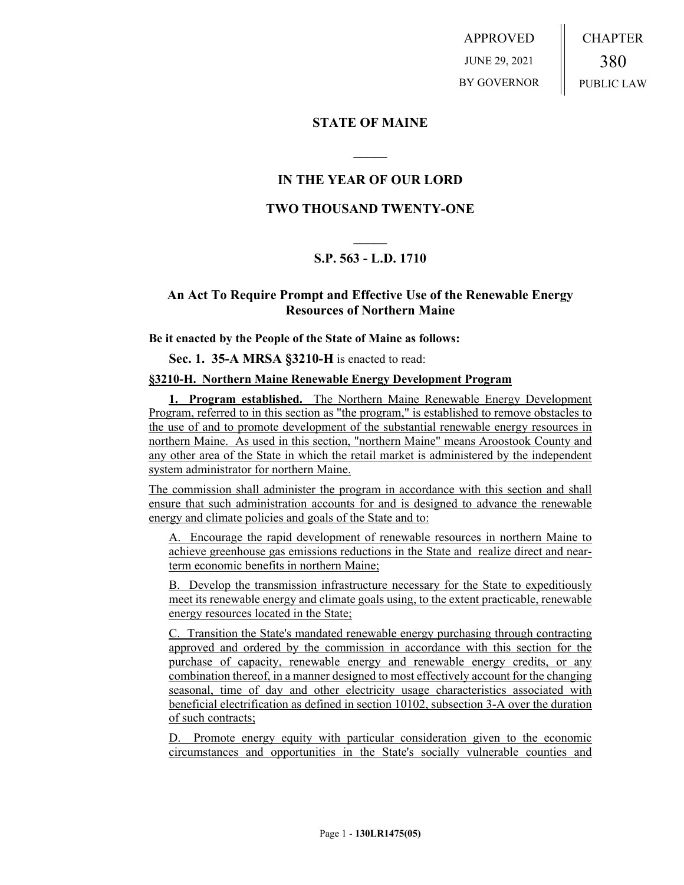APPROVED
JUNE 29, 2021
BY GOVERNOR

CHAPTER
380
PUBLIC LAW

## STATE OF MAINE

## IN THE YEAR OF OUR LORD

## TWO THOUSAND TWENTY-ONE

## S.P. 563 - L.D. 1710

## An Act To Require Prompt and Effective Use of the Renewable Energy Resources of Northern Maine

**Be it enacted by the People of the State of Maine as follows:**

**Sec. 1. 35-A MRSA §3210-H** is enacted to read:

**§3210-H. Northern Maine Renewable Energy Development Program**

**1. Program established.** The Northern Maine Renewable Energy Development Program, referred to in this section as "the program," is established to remove obstacles to the use of and to promote development of the substantial renewable energy resources in northern Maine. As used in this section, "northern Maine" means Aroostook County and any other area of the State in which the retail market is administered by the independent system administrator for northern Maine.

The commission shall administer the program in accordance with this section and shall ensure that such administration accounts for and is designed to advance the renewable energy and climate policies and goals of the State and to:

A. Encourage the rapid development of renewable resources in northern Maine to achieve greenhouse gas emissions reductions in the State and realize direct and near-term economic benefits in northern Maine;

B. Develop the transmission infrastructure necessary for the State to expeditiously meet its renewable energy and climate goals using, to the extent practicable, renewable energy resources located in the State;

C. Transition the State's mandated renewable energy purchasing through contracting approved and ordered by the commission in accordance with this section for the purchase of capacity, renewable energy and renewable energy credits, or any combination thereof, in a manner designed to most effectively account for the changing seasonal, time of day and other electricity usage characteristics associated with beneficial electrification as defined in section 10102, subsection 3-A over the duration of such contracts;

D. Promote energy equity with particular consideration given to the economic circumstances and opportunities in the State's socially vulnerable counties and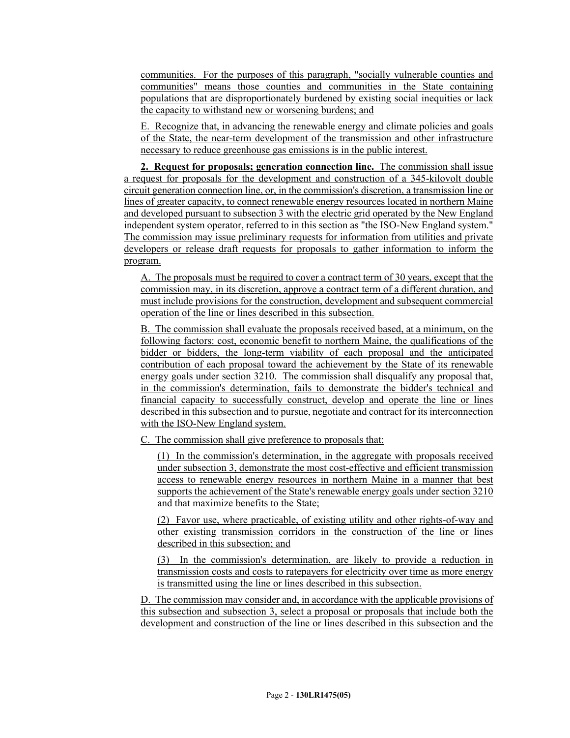communities. For the purposes of this paragraph, "socially vulnerable counties and communities" means those counties and communities in the State containing populations that are disproportionately burdened by existing social inequities or lack the capacity to withstand new or worsening burdens; and

E. Recognize that, in advancing the renewable energy and climate policies and goals of the State, the near-term development of the transmission and other infrastructure necessary to reduce greenhouse gas emissions is in the public interest.

**2. Request for proposals; generation connection line.** The commission shall issue a request for proposals for the development and construction of a 345-kilovolt double circuit generation connection line, or, in the commission's discretion, a transmission line or lines of greater capacity, to connect renewable energy resources located in northern Maine and developed pursuant to subsection 3 with the electric grid operated by the New England independent system operator, referred to in this section as "the ISO-New England system." The commission may issue preliminary requests for information from utilities and private developers or release draft requests for proposals to gather information to inform the program.

A. The proposals must be required to cover a contract term of 30 years, except that the commission may, in its discretion, approve a contract term of a different duration, and must include provisions for the construction, development and subsequent commercial operation of the line or lines described in this subsection.

B. The commission shall evaluate the proposals received based, at a minimum, on the following factors: cost, economic benefit to northern Maine, the qualifications of the bidder or bidders, the long-term viability of each proposal and the anticipated contribution of each proposal toward the achievement by the State of its renewable energy goals under section 3210. The commission shall disqualify any proposal that, in the commission's determination, fails to demonstrate the bidder's technical and financial capacity to successfully construct, develop and operate the line or lines described in this subsection and to pursue, negotiate and contract for its interconnection with the ISO-New England system.

C. The commission shall give preference to proposals that:

(1) In the commission's determination, in the aggregate with proposals received under subsection 3, demonstrate the most cost-effective and efficient transmission access to renewable energy resources in northern Maine in a manner that best supports the achievement of the State's renewable energy goals under section 3210 and that maximize benefits to the State;

(2) Favor use, where practicable, of existing utility and other rights-of-way and other existing transmission corridors in the construction of the line or lines described in this subsection; and

(3) In the commission's determination, are likely to provide a reduction in transmission costs and costs to ratepayers for electricity over time as more energy is transmitted using the line or lines described in this subsection.

D. The commission may consider and, in accordance with the applicable provisions of this subsection and subsection 3, select a proposal or proposals that include both the development and construction of the line or lines described in this subsection and the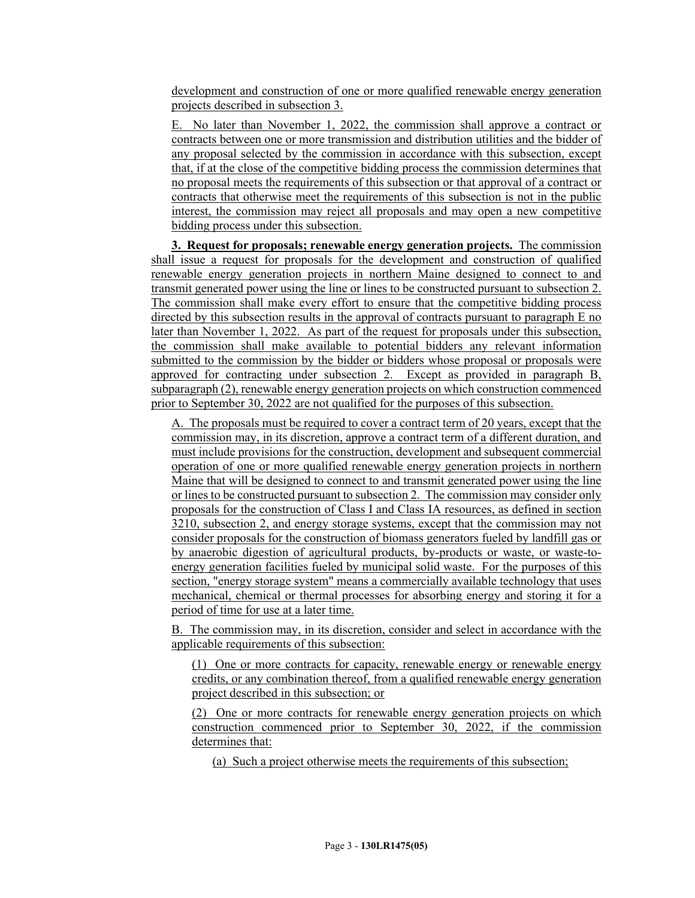development and construction of one or more qualified renewable energy generation projects described in subsection 3.

E. No later than November 1, 2022, the commission shall approve a contract or contracts between one or more transmission and distribution utilities and the bidder of any proposal selected by the commission in accordance with this subsection, except that, if at the close of the competitive bidding process the commission determines that no proposal meets the requirements of this subsection or that approval of a contract or contracts that otherwise meet the requirements of this subsection is not in the public interest, the commission may reject all proposals and may open a new competitive bidding process under this subsection.

**3. Request for proposals; renewable energy generation projects.** The commission shall issue a request for proposals for the development and construction of qualified renewable energy generation projects in northern Maine designed to connect to and transmit generated power using the line or lines to be constructed pursuant to subsection 2. The commission shall make every effort to ensure that the competitive bidding process directed by this subsection results in the approval of contracts pursuant to paragraph E no later than November 1, 2022. As part of the request for proposals under this subsection, the commission shall make available to potential bidders any relevant information submitted to the commission by the bidder or bidders whose proposal or proposals were approved for contracting under subsection 2. Except as provided in paragraph B, subparagraph (2), renewable energy generation projects on which construction commenced prior to September 30, 2022 are not qualified for the purposes of this subsection.

A. The proposals must be required to cover a contract term of 20 years, except that the commission may, in its discretion, approve a contract term of a different duration, and must include provisions for the construction, development and subsequent commercial operation of one or more qualified renewable energy generation projects in northern Maine that will be designed to connect to and transmit generated power using the line or lines to be constructed pursuant to subsection 2. The commission may consider only proposals for the construction of Class I and Class IA resources, as defined in section 3210, subsection 2, and energy storage systems, except that the commission may not consider proposals for the construction of biomass generators fueled by landfill gas or by anaerobic digestion of agricultural products, by-products or waste, or waste-to-energy generation facilities fueled by municipal solid waste. For the purposes of this section, "energy storage system" means a commercially available technology that uses mechanical, chemical or thermal processes for absorbing energy and storing it for a period of time for use at a later time.

B. The commission may, in its discretion, consider and select in accordance with the applicable requirements of this subsection:

(1) One or more contracts for capacity, renewable energy or renewable energy credits, or any combination thereof, from a qualified renewable energy generation project described in this subsection; or

(2) One or more contracts for renewable energy generation projects on which construction commenced prior to September 30, 2022, if the commission determines that:

(a) Such a project otherwise meets the requirements of this subsection;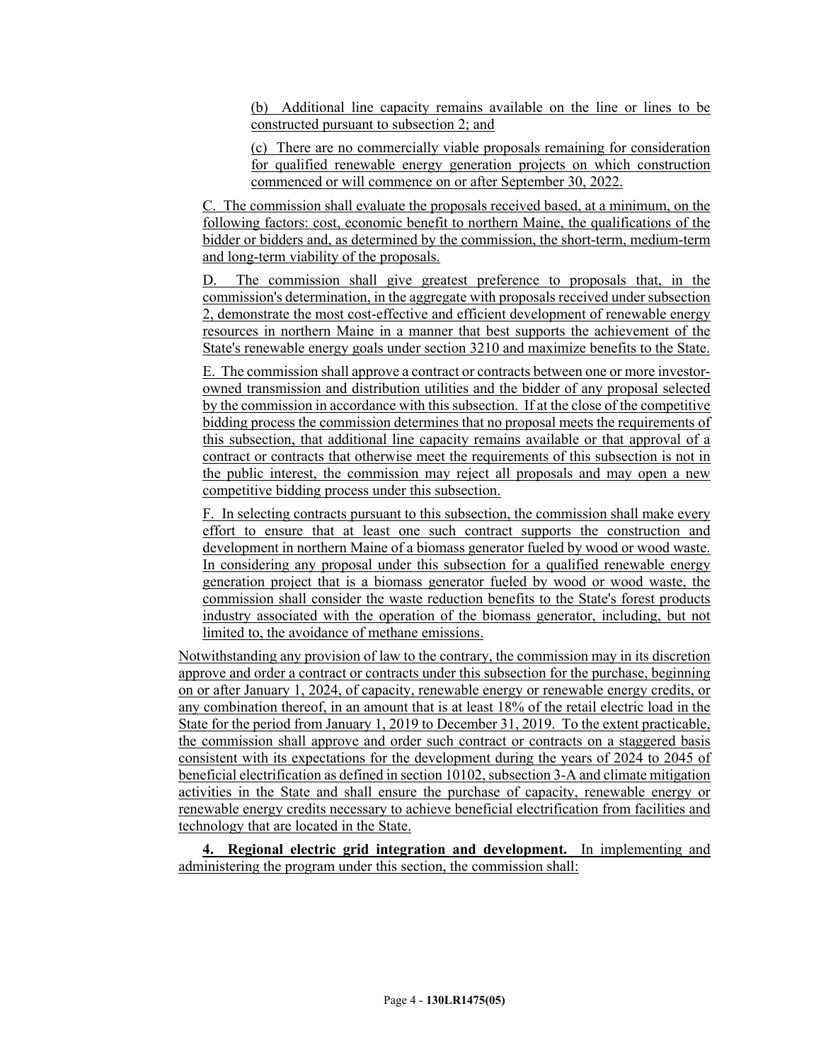(b) Additional line capacity remains available on the line or lines to be constructed pursuant to subsection 2; and

(c) There are no commercially viable proposals remaining for consideration for qualified renewable energy generation projects on which construction commenced or will commence on or after September 30, 2022.

C. The commission shall evaluate the proposals received based, at a minimum, on the following factors: cost, economic benefit to northern Maine, the qualifications of the bidder or bidders and, as determined by the commission, the short-term, medium-term and long-term viability of the proposals.

D. The commission shall give greatest preference to proposals that, in the commission's determination, in the aggregate with proposals received under subsection 2, demonstrate the most cost-effective and efficient development of renewable energy resources in northern Maine in a manner that best supports the achievement of the State's renewable energy goals under section 3210 and maximize benefits to the State.

E. The commission shall approve a contract or contracts between one or more investor-owned transmission and distribution utilities and the bidder of any proposal selected by the commission in accordance with this subsection. If at the close of the competitive bidding process the commission determines that no proposal meets the requirements of this subsection, that additional line capacity remains available or that approval of a contract or contracts that otherwise meet the requirements of this subsection is not in the public interest, the commission may reject all proposals and may open a new competitive bidding process under this subsection.

F. In selecting contracts pursuant to this subsection, the commission shall make every effort to ensure that at least one such contract supports the construction and development in northern Maine of a biomass generator fueled by wood or wood waste. In considering any proposal under this subsection for a qualified renewable energy generation project that is a biomass generator fueled by wood or wood waste, the commission shall consider the waste reduction benefits to the State's forest products industry associated with the operation of the biomass generator, including, but not limited to, the avoidance of methane emissions.

Notwithstanding any provision of law to the contrary, the commission may in its discretion approve and order a contract or contracts under this subsection for the purchase, beginning on or after January 1, 2024, of capacity, renewable energy or renewable energy credits, or any combination thereof, in an amount that is at least 18% of the retail electric load in the State for the period from January 1, 2019 to December 31, 2019. To the extent practicable, the commission shall approve and order such contract or contracts on a staggered basis consistent with its expectations for the development during the years of 2024 to 2045 of beneficial electrification as defined in section 10102, subsection 3-A and climate mitigation activities in the State and shall ensure the purchase of capacity, renewable energy or renewable energy credits necessary to achieve beneficial electrification from facilities and technology that are located in the State.

**4. Regional electric grid integration and development.** In implementing and administering the program under this section, the commission shall: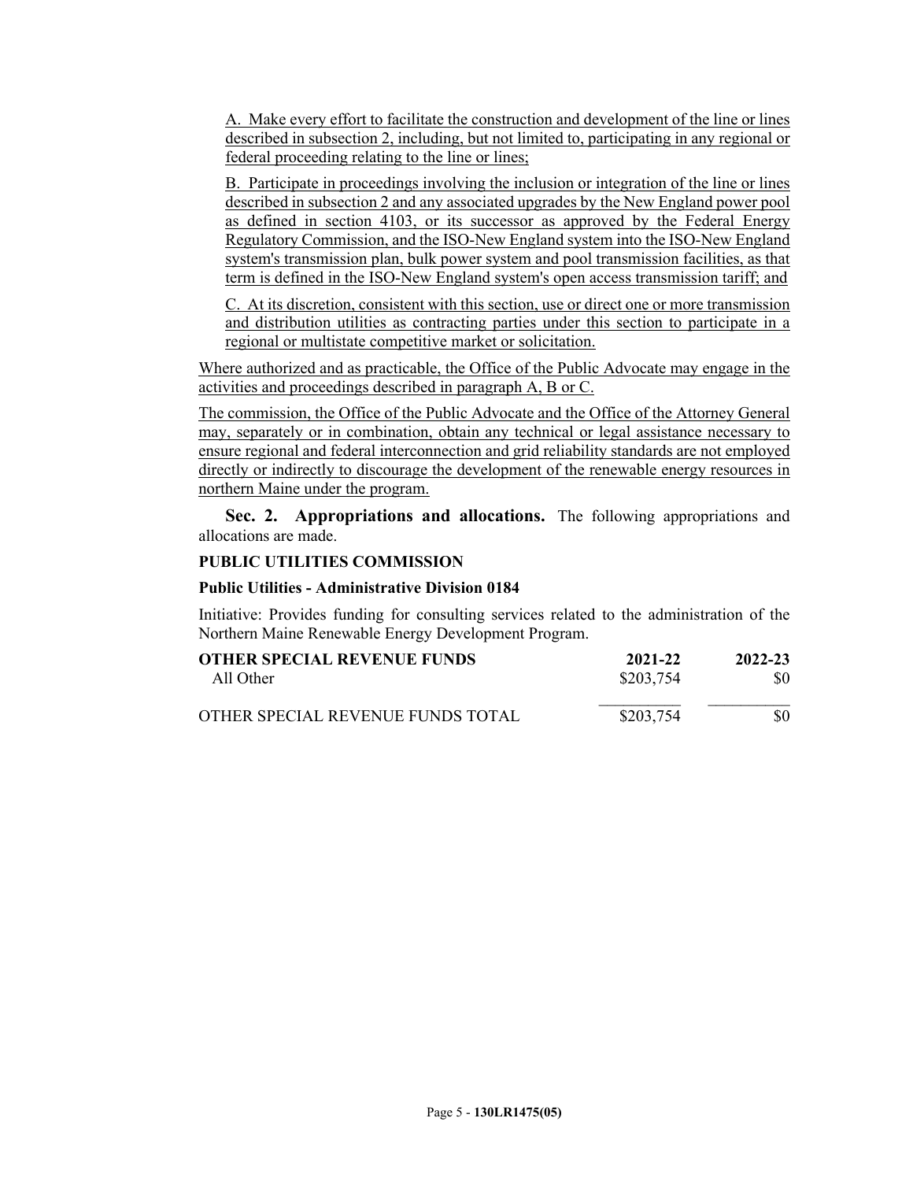A. Make every effort to facilitate the construction and development of the line or lines described in subsection 2, including, but not limited to, participating in any regional or federal proceeding relating to the line or lines;

B. Participate in proceedings involving the inclusion or integration of the line or lines described in subsection 2 and any associated upgrades by the New England power pool as defined in section 4103, or its successor as approved by the Federal Energy Regulatory Commission, and the ISO-New England system into the ISO-New England system's transmission plan, bulk power system and pool transmission facilities, as that term is defined in the ISO-New England system's open access transmission tariff; and

C. At its discretion, consistent with this section, use or direct one or more transmission and distribution utilities as contracting parties under this section to participate in a regional or multistate competitive market or solicitation.

Where authorized and as practicable, the Office of the Public Advocate may engage in the activities and proceedings described in paragraph A, B or C.

The commission, the Office of the Public Advocate and the Office of the Attorney General may, separately or in combination, obtain any technical or legal assistance necessary to ensure regional and federal interconnection and grid reliability standards are not employed directly or indirectly to discourage the development of the renewable energy resources in northern Maine under the program.

**Sec. 2. Appropriations and allocations.** The following appropriations and allocations are made.

**PUBLIC UTILITIES COMMISSION**

**Public Utilities - Administrative Division 0184**

Initiative: Provides funding for consulting services related to the administration of the Northern Maine Renewable Energy Development Program.

| **OTHER SPECIAL REVENUE FUNDS** | **2021-22** | **2022-23** |
|---|---|---|
| All Other | $203,754 | $0 |
| OTHER SPECIAL REVENUE FUNDS TOTAL | $203,754 | $0 |